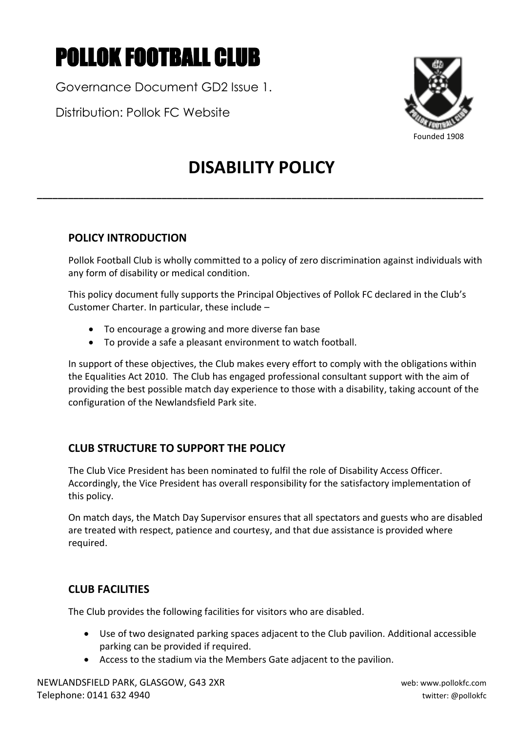# POLLOK FOOTBALL CLUB

Governance Document GD2 Issue 1.

Distribution: Pollok FC Website

Founded 1908

# DISABILITY POLICY

---

## POLICY INTRODUCTION

Pollok Football Club is wholly committed to a policy of zero discrimination against individuals with any form of disability or medical condition.

This policy document fully supports the Principal Objectives of Pollok FC declared in the Club's Customer Charter. In particular, these include –

- To encourage a growing and more diverse fan base
- To provide a safe a pleasant environment to watch football.

In support of these objectives, the Club makes every effort to comply with the obligations within the Equalities Act 2010. The Club has engaged professional consultant support with the aim of providing the best possible match day experience to those with a disability, taking account of the configuration of the Newlandsfield Park site.

## CLUB STRUCTURE TO SUPPORT THE POLICY

The Club Vice President has been nominated to fulfil the role of Disability Access Officer. Accordingly, the Vice President has overall responsibility for the satisfactory implementation of this policy.

On match days, the Match Day Supervisor ensures that all spectators and guests who are disabled are treated with respect, patience and courtesy, and that due assistance is provided where required.

## CLUB FACILITIES

The Club provides the following facilities for visitors who are disabled.

- Use of two designated parking spaces adjacent to the Club pavilion. Additional accessible parking can be provided if required.
- Access to the stadium via the Members Gate adjacent to the pavilion.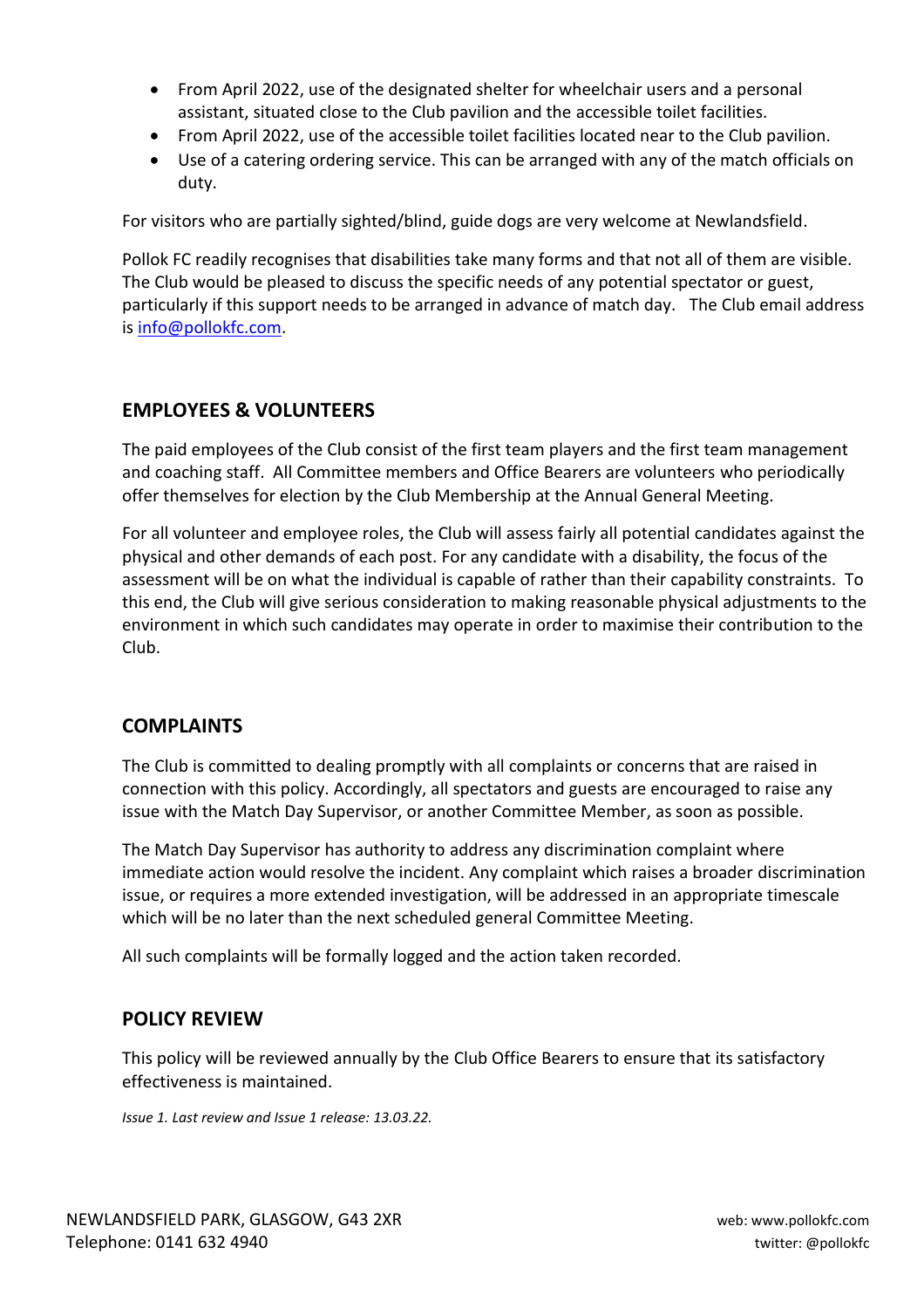- From April 2022, use of the designated shelter for wheelchair users and a personal assistant, situated close to the Club pavilion and the accessible toilet facilities.
- From April 2022, use of the accessible toilet facilities located near to the Club pavilion.
- Use of a catering ordering service. This can be arranged with any of the match officials on duty.

For visitors who are partially sighted/blind, guide dogs are very welcome at Newlandsfield.

Pollok FC readily recognises that disabilities take many forms and that not all of them are visible. The Club would be pleased to discuss the specific needs of any potential spectator or guest, particularly if this support needs to be arranged in advance of match day. The Club email address is info@pollokfc.com.

## EMPLOYEES & VOLUNTEERS

The paid employees of the Club consist of the first team players and the first team management and coaching staff. All Committee members and Office Bearers are volunteers who periodically offer themselves for election by the Club Membership at the Annual General Meeting.

For all volunteer and employee roles, the Club will assess fairly all potential candidates against the physical and other demands of each post. For any candidate with a disability, the focus of the assessment will be on what the individual is capable of rather than their capability constraints. To this end, the Club will give serious consideration to making reasonable physical adjustments to the environment in which such candidates may operate in order to maximise their contribution to the Club.

## COMPLAINTS

The Club is committed to dealing promptly with all complaints or concerns that are raised in connection with this policy. Accordingly, all spectators and guests are encouraged to raise any issue with the Match Day Supervisor, or another Committee Member, as soon as possible.

The Match Day Supervisor has authority to address any discrimination complaint where immediate action would resolve the incident. Any complaint which raises a broader discrimination issue, or requires a more extended investigation, will be addressed in an appropriate timescale which will be no later than the next scheduled general Committee Meeting.

All such complaints will be formally logged and the action taken recorded.

## POLICY REVIEW

This policy will be reviewed annually by the Club Office Bearers to ensure that its satisfactory effectiveness is maintained.

*Issue 1. Last review and Issue 1 release: 13.03.22.*